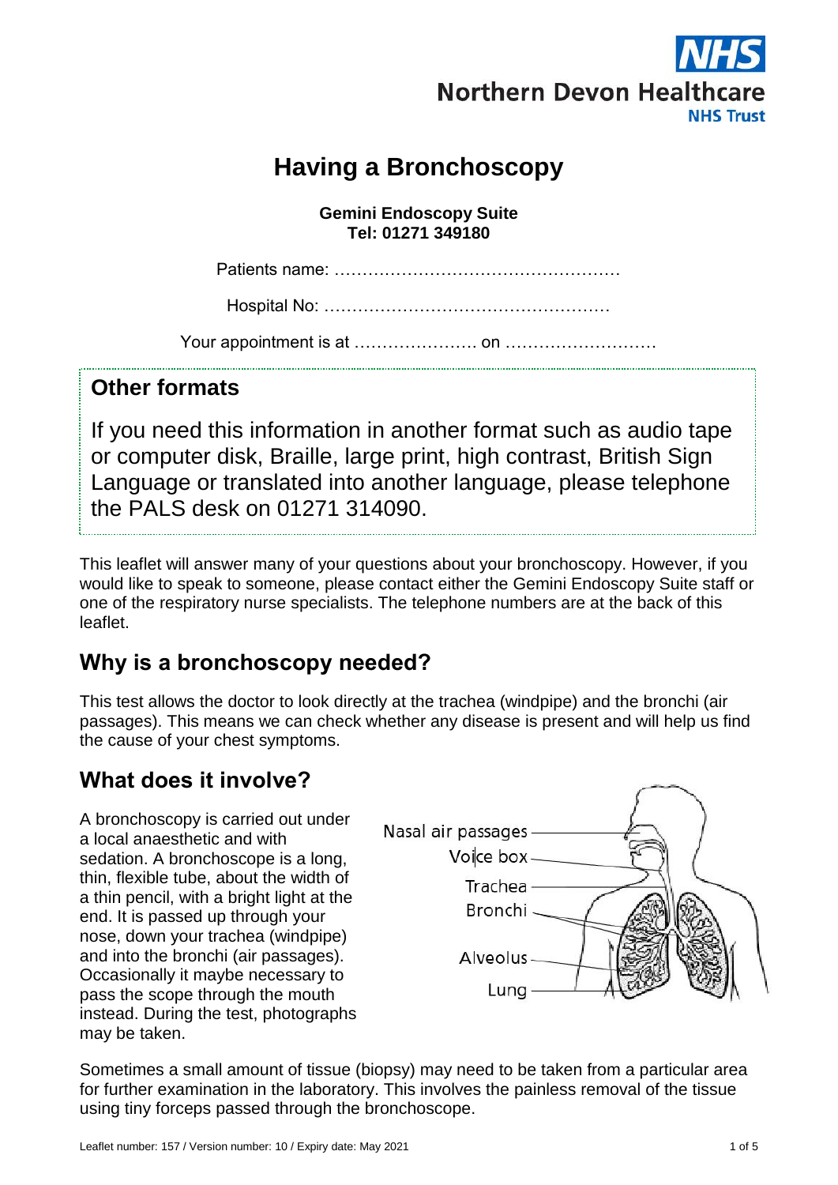Northern Devon Healthcare NHS Trust

# Having a Bronchoscopy

**Gemini Endoscopy Suite**
**Tel: 01271 349180**

Patients name: ……………………………………………

Hospital No: ……………………………………………

Your appointment is at …………………. on ………………………

## Other formats

If you need this information in another format such as audio tape or computer disk, Braille, large print, high contrast, British Sign Language or translated into another language, please telephone the PALS desk on 01271 314090.

This leaflet will answer many of your questions about your bronchoscopy. However, if you would like to speak to someone, please contact either the Gemini Endoscopy Suite staff or one of the respiratory nurse specialists. The telephone numbers are at the back of this leaflet.

## Why is a bronchoscopy needed?

This test allows the doctor to look directly at the trachea (windpipe) and the bronchi (air passages). This means we can check whether any disease is present and will help us find the cause of your chest symptoms.

## What does it involve?

A bronchoscopy is carried out under a local anaesthetic and with sedation. A bronchoscope is a long, thin, flexible tube, about the width of a thin pencil, with a bright light at the end. It is passed up through your nose, down your trachea (windpipe) and into the bronchi (air passages). Occasionally it maybe necessary to pass the scope through the mouth instead. During the test, photographs may be taken.

Nasal air passages
Voice box
Trachea
Bronchi
Alveolus
Lung

Sometimes a small amount of tissue (biopsy) may need to be taken from a particular area for further examination in the laboratory. This involves the painless removal of the tissue using tiny forceps passed through the bronchoscope.

Leaflet number: 157 / Version number: 10 / Expiry date: May 2021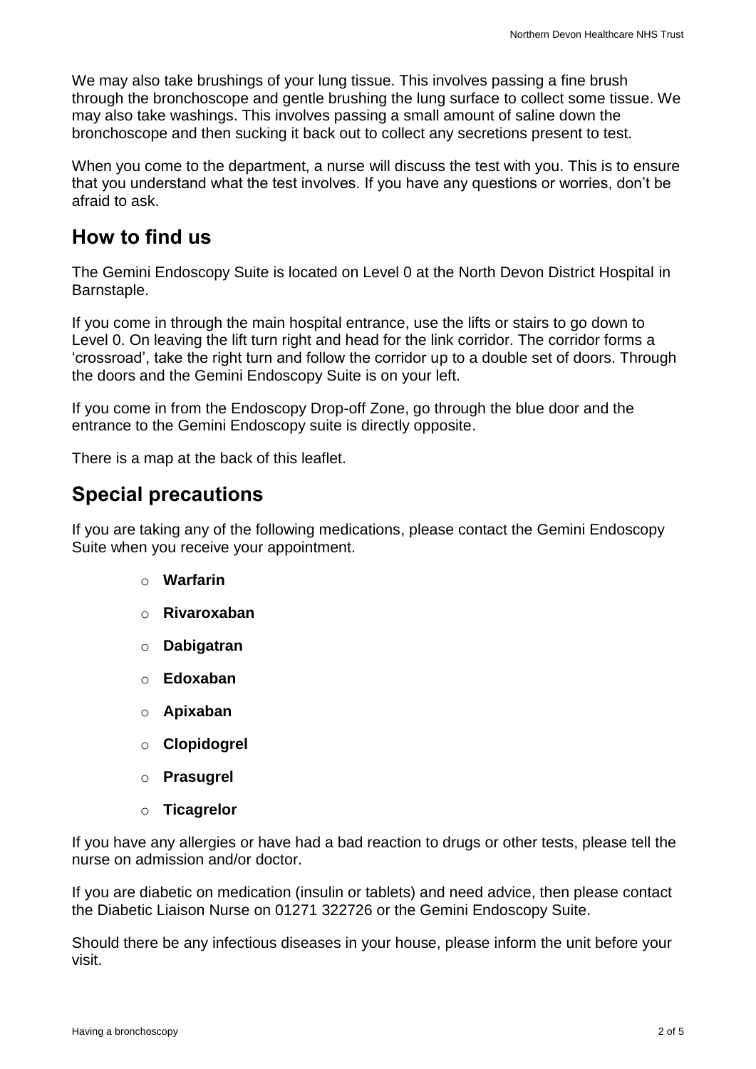We may also take brushings of your lung tissue. This involves passing a fine brush through the bronchoscope and gentle brushing the lung surface to collect some tissue. We may also take washings. This involves passing a small amount of saline down the bronchoscope and then sucking it back out to collect any secretions present to test.

When you come to the department, a nurse will discuss the test with you. This is to ensure that you understand what the test involves. If you have any questions or worries, don't be afraid to ask.

## How to find us

The Gemini Endoscopy Suite is located on Level 0 at the North Devon District Hospital in Barnstaple.

If you come in through the main hospital entrance, use the lifts or stairs to go down to Level 0. On leaving the lift turn right and head for the link corridor. The corridor forms a 'crossroad', take the right turn and follow the corridor up to a double set of doors. Through the doors and the Gemini Endoscopy Suite is on your left.

If you come in from the Endoscopy Drop-off Zone, go through the blue door and the entrance to the Gemini Endoscopy suite is directly opposite.

There is a map at the back of this leaflet.

## Special precautions

If you are taking any of the following medications, please contact the Gemini Endoscopy Suite when you receive your appointment.

- **Warfarin**
- **Rivaroxaban**
- **Dabigatran**
- **Edoxaban**
- **Apixaban**
- **Clopidogrel**
- **Prasugrel**
- **Ticagrelor**

If you have any allergies or have had a bad reaction to drugs or other tests, please tell the nurse on admission and/or doctor.

If you are diabetic on medication (insulin or tablets) and need advice, then please contact the Diabetic Liaison Nurse on 01271 322726 or the Gemini Endoscopy Suite.

Should there be any infectious diseases in your house, please inform the unit before your visit.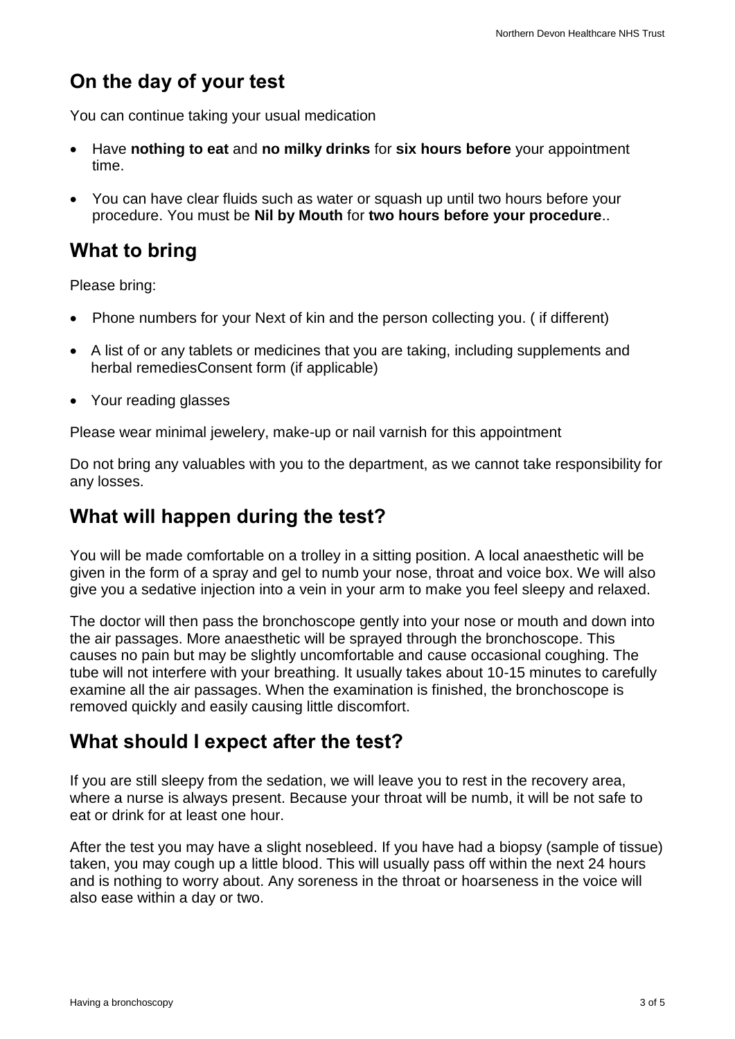## On the day of your test

You can continue taking your usual medication

- Have **nothing to eat** and **no milky drinks** for **six hours before** your appointment time.
- You can have clear fluids such as water or squash up until two hours before your procedure. You must be **Nil by Mouth** for **two hours before your procedure**..

## What to bring

Please bring:

- Phone numbers for your Next of kin and the person collecting you. ( if different)
- A list of or any tablets or medicines that you are taking, including supplements and herbal remediesConsent form (if applicable)
- Your reading glasses

Please wear minimal jewelery, make-up or nail varnish for this appointment

Do not bring any valuables with you to the department, as we cannot take responsibility for any losses.

## What will happen during the test?

You will be made comfortable on a trolley in a sitting position. A local anaesthetic will be given in the form of a spray and gel to numb your nose, throat and voice box. We will also give you a sedative injection into a vein in your arm to make you feel sleepy and relaxed.

The doctor will then pass the bronchoscope gently into your nose or mouth and down into the air passages. More anaesthetic will be sprayed through the bronchoscope. This causes no pain but may be slightly uncomfortable and cause occasional coughing. The tube will not interfere with your breathing. It usually takes about 10-15 minutes to carefully examine all the air passages. When the examination is finished, the bronchoscope is removed quickly and easily causing little discomfort.

## What should I expect after the test?

If you are still sleepy from the sedation, we will leave you to rest in the recovery area, where a nurse is always present. Because your throat will be numb, it will be not safe to eat or drink for at least one hour.

After the test you may have a slight nosebleed. If you have had a biopsy (sample of tissue) taken, you may cough up a little blood. This will usually pass off within the next 24 hours and is nothing to worry about. Any soreness in the throat or hoarseness in the voice will also ease within a day or two.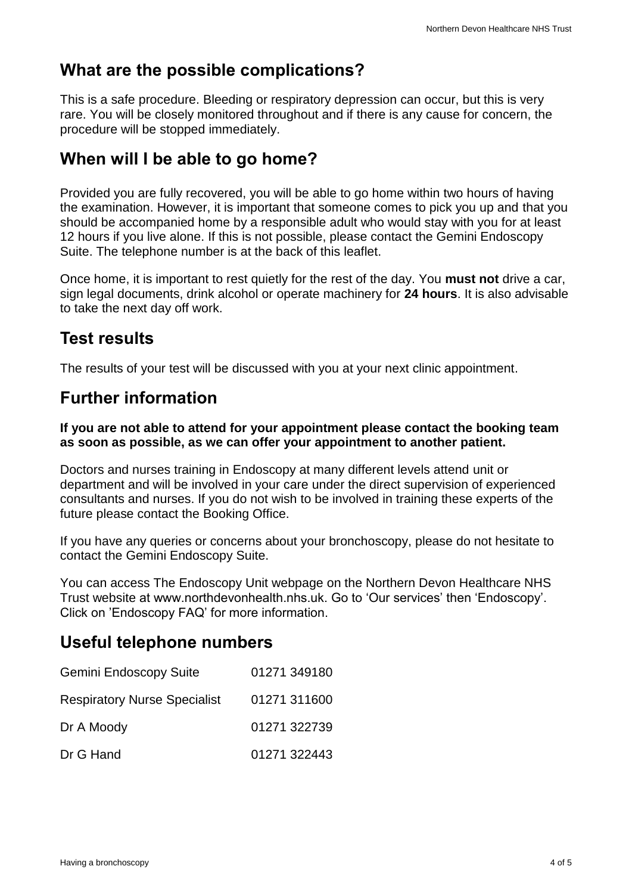## What are the possible complications?

This is a safe procedure. Bleeding or respiratory depression can occur, but this is very rare. You will be closely monitored throughout and if there is any cause for concern, the procedure will be stopped immediately.

## When will I be able to go home?

Provided you are fully recovered, you will be able to go home within two hours of having the examination. However, it is important that someone comes to pick you up and that you should be accompanied home by a responsible adult who would stay with you for at least 12 hours if you live alone. If this is not possible, please contact the Gemini Endoscopy Suite. The telephone number is at the back of this leaflet.

Once home, it is important to rest quietly for the rest of the day. You **must not** drive a car, sign legal documents, drink alcohol or operate machinery for **24 hours**. It is also advisable to take the next day off work.

## Test results

The results of your test will be discussed with you at your next clinic appointment.

## Further information

**If you are not able to attend for your appointment please contact the booking team as soon as possible, as we can offer your appointment to another patient.**

Doctors and nurses training in Endoscopy at many different levels attend unit or department and will be involved in your care under the direct supervision of experienced consultants and nurses. If you do not wish to be involved in training these experts of the future please contact the Booking Office.

If you have any queries or concerns about your bronchoscopy, please do not hesitate to contact the Gemini Endoscopy Suite.

You can access The Endoscopy Unit webpage on the Northern Devon Healthcare NHS Trust website at www.northdevonhealth.nhs.uk. Go to 'Our services' then 'Endoscopy'. Click on 'Endoscopy FAQ' for more information.

## Useful telephone numbers

| | |
|---|---|
| Gemini Endoscopy Suite | 01271 349180 |
| Respiratory Nurse Specialist | 01271 311600 |
| Dr A Moody | 01271 322739 |
| Dr G Hand | 01271 322443 |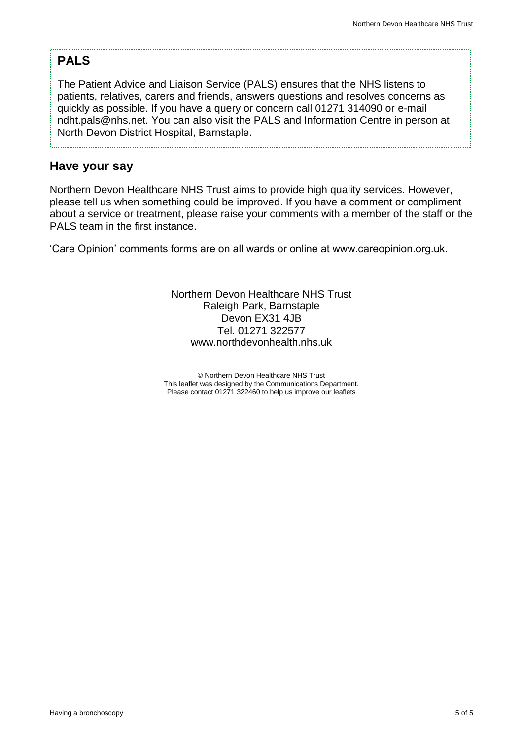## PALS

The Patient Advice and Liaison Service (PALS) ensures that the NHS listens to patients, relatives, carers and friends, answers questions and resolves concerns as quickly as possible. If you have a query or concern call 01271 314090 or e-mail ndht.pals@nhs.net. You can also visit the PALS and Information Centre in person at North Devon District Hospital, Barnstaple.

## Have your say

Northern Devon Healthcare NHS Trust aims to provide high quality services. However, please tell us when something could be improved. If you have a comment or compliment about a service or treatment, please raise your comments with a member of the staff or the PALS team in the first instance.

'Care Opinion' comments forms are on all wards or online at www.careopinion.org.uk.

Northern Devon Healthcare NHS Trust
Raleigh Park, Barnstaple
Devon EX31 4JB
Tel. 01271 322577
www.northdevonhealth.nhs.uk

© Northern Devon Healthcare NHS Trust
This leaflet was designed by the Communications Department.
Please contact 01271 322460 to help us improve our leaflets